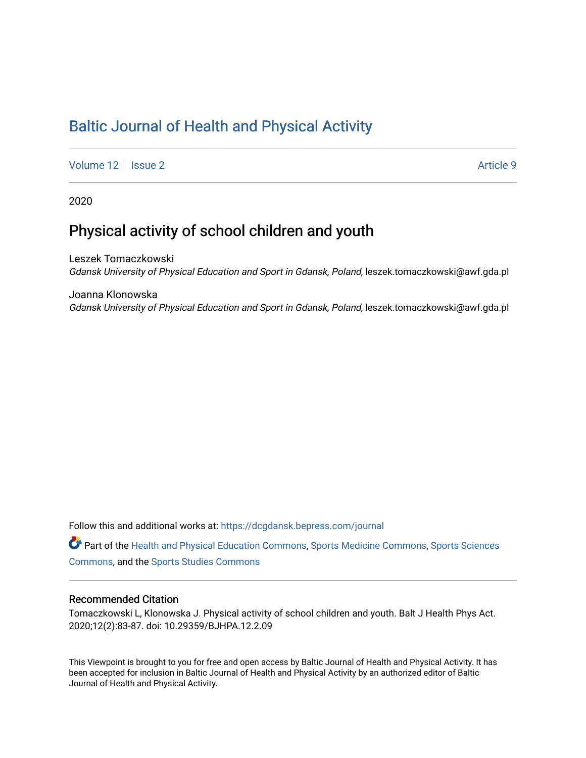# Baltic Journal of Health and Physical Activity

Volume 12 | Issue 2 Article 9

2020

## Physical activity of school children and youth

Leszek Tomaczkowski
*Gdansk University of Physical Education and Sport in Gdansk, Poland*, leszek.tomaczkowski@awf.gda.pl

Joanna Klonowska
*Gdansk University of Physical Education and Sport in Gdansk, Poland*, leszek.tomaczkowski@awf.gda.pl

Follow this and additional works at: https://dcgdansk.bepress.com/journal

Part of the Health and Physical Education Commons, Sports Medicine Commons, Sports Sciences Commons, and the Sports Studies Commons

### Recommended Citation

Tomaczkowski L, Klonowska J. Physical activity of school children and youth. Balt J Health Phys Act. 2020;12(2):83-87. doi: 10.29359/BJHPA.12.2.09

This Viewpoint is brought to you for free and open access by Baltic Journal of Health and Physical Activity. It has been accepted for inclusion in Baltic Journal of Health and Physical Activity by an authorized editor of Baltic Journal of Health and Physical Activity.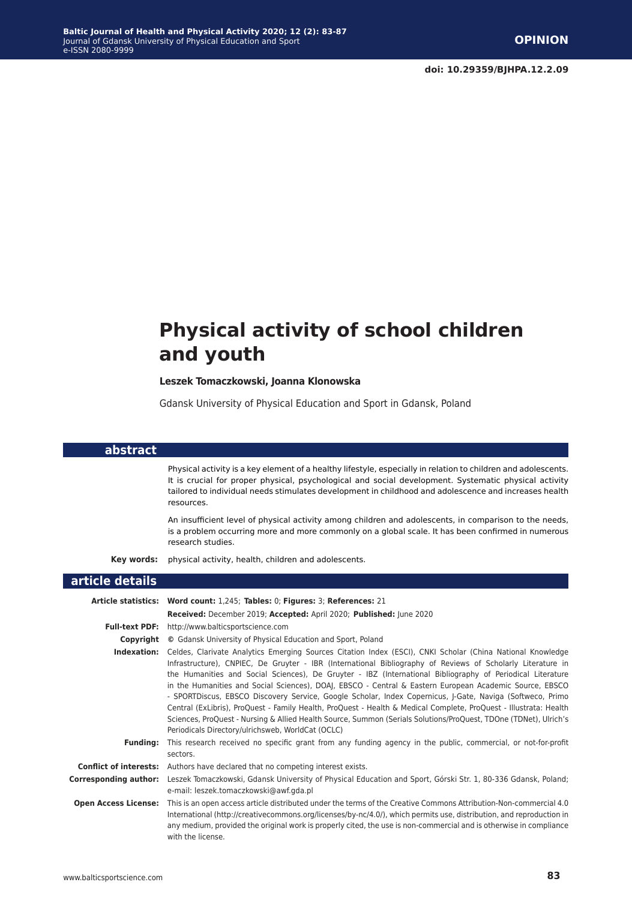OPINION

doi: 10.29359/BJHPA.12.2.09

# Physical activity of school children and youth

**Leszek Tomaczkowski, Joanna Klonowska**

Gdansk University of Physical Education and Sport in Gdansk, Poland

## abstract

Physical activity is a key element of a healthy lifestyle, especially in relation to children and adolescents. It is crucial for proper physical, psychological and social development. Systematic physical activity tailored to individual needs stimulates development in childhood and adolescence and increases health resources.

An insufficient level of physical activity among children and adolescents, in comparison to the needs, is a problem occurring more and more commonly on a global scale. It has been confirmed in numerous research studies.

**Key words:** physical activity, health, children and adolescents.

## article details

**Article statistics:** **Word count:** 1,245; **Tables:** 0; **Figures:** 3; **References:** 21

**Received:** December 2019; **Accepted:** April 2020; **Published:** June 2020

**Full-text PDF:** http://www.balticsportscience.com

**Copyright** © Gdansk University of Physical Education and Sport, Poland

**Indexation:** Celdes, Clarivate Analytics Emerging Sources Citation Index (ESCI), CNKI Scholar (China National Knowledge Infrastructure), CNPIEC, De Gruyter - IBR (International Bibliography of Reviews of Scholarly Literature in the Humanities and Social Sciences), De Gruyter - IBZ (International Bibliography of Periodical Literature in the Humanities and Social Sciences), DOAJ, EBSCO - Central & Eastern European Academic Source, EBSCO - SPORTDiscus, EBSCO Discovery Service, Google Scholar, Index Copernicus, J-Gate, Naviga (Softweco, Primo Central (ExLibris), ProQuest - Family Health, ProQuest - Health & Medical Complete, ProQuest - Illustrata: Health Sciences, ProQuest - Nursing & Allied Health Source, Summon (Serials Solutions/ProQuest, TDOne (TDNet), Ulrich's Periodicals Directory/ulrichsweb, WorldCat (OCLC)

**Funding:** This research received no specific grant from any funding agency in the public, commercial, or not-for-profit sectors.

**Conflict of interests:** Authors have declared that no competing interest exists.

**Corresponding author:** Leszek Tomaczkowski, Gdansk University of Physical Education and Sport, Górski Str. 1, 80-336 Gdansk, Poland; e-mail: leszek.tomaczkowski@awf.gda.pl

**Open Access License:** This is an open access article distributed under the terms of the Creative Commons Attribution-Non-commercial 4.0 International (http://creativecommons.org/licenses/by-nc/4.0/), which permits use, distribution, and reproduction in any medium, provided the original work is properly cited, the use is non-commercial and is otherwise in compliance with the license.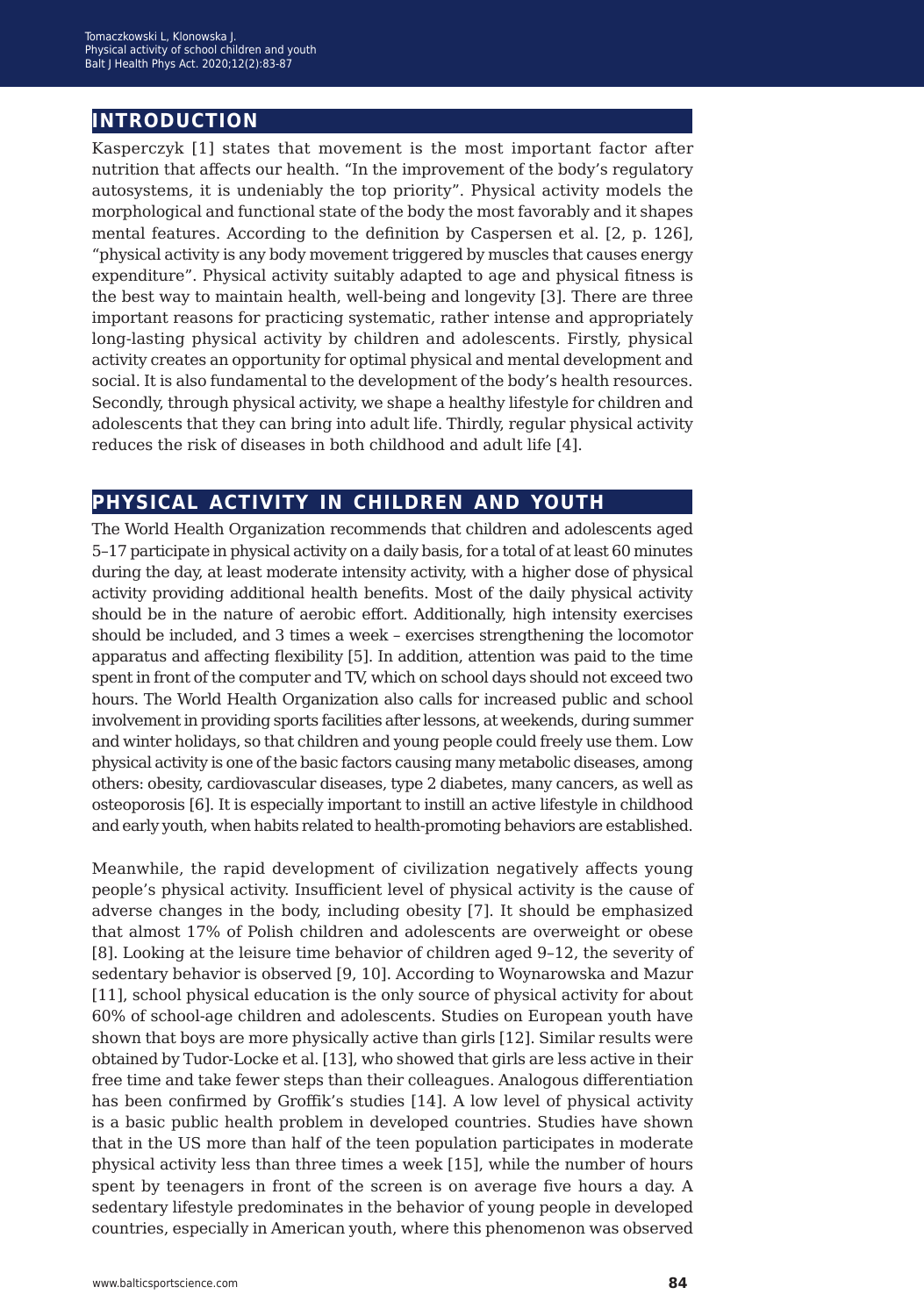## INTRODUCTION

Kasperczyk [1] states that movement is the most important factor after nutrition that affects our health. "In the improvement of the body's regulatory autosystems, it is undeniably the top priority". Physical activity models the morphological and functional state of the body the most favorably and it shapes mental features. According to the definition by Caspersen et al. [2, p. 126], "physical activity is any body movement triggered by muscles that causes energy expenditure". Physical activity suitably adapted to age and physical fitness is the best way to maintain health, well-being and longevity [3]. There are three important reasons for practicing systematic, rather intense and appropriately long-lasting physical activity by children and adolescents. Firstly, physical activity creates an opportunity for optimal physical and mental development and social. It is also fundamental to the development of the body's health resources. Secondly, through physical activity, we shape a healthy lifestyle for children and adolescents that they can bring into adult life. Thirdly, regular physical activity reduces the risk of diseases in both childhood and adult life [4].

## PHYSICAL ACTIVITY IN CHILDREN AND YOUTH

The World Health Organization recommends that children and adolescents aged 5–17 participate in physical activity on a daily basis, for a total of at least 60 minutes during the day, at least moderate intensity activity, with a higher dose of physical activity providing additional health benefits. Most of the daily physical activity should be in the nature of aerobic effort. Additionally, high intensity exercises should be included, and 3 times a week – exercises strengthening the locomotor apparatus and affecting flexibility [5]. In addition, attention was paid to the time spent in front of the computer and TV, which on school days should not exceed two hours. The World Health Organization also calls for increased public and school involvement in providing sports facilities after lessons, at weekends, during summer and winter holidays, so that children and young people could freely use them. Low physical activity is one of the basic factors causing many metabolic diseases, among others: obesity, cardiovascular diseases, type 2 diabetes, many cancers, as well as osteoporosis [6]. It is especially important to instill an active lifestyle in childhood and early youth, when habits related to health-promoting behaviors are established.

Meanwhile, the rapid development of civilization negatively affects young people's physical activity. Insufficient level of physical activity is the cause of adverse changes in the body, including obesity [7]. It should be emphasized that almost 17% of Polish children and adolescents are overweight or obese [8]. Looking at the leisure time behavior of children aged 9–12, the severity of sedentary behavior is observed [9, 10]. According to Woynarowska and Mazur [11], school physical education is the only source of physical activity for about 60% of school-age children and adolescents. Studies on European youth have shown that boys are more physically active than girls [12]. Similar results were obtained by Tudor-Locke et al. [13], who showed that girls are less active in their free time and take fewer steps than their colleagues. Analogous differentiation has been confirmed by Groffik's studies [14]. A low level of physical activity is a basic public health problem in developed countries. Studies have shown that in the US more than half of the teen population participates in moderate physical activity less than three times a week [15], while the number of hours spent by teenagers in front of the screen is on average five hours a day. A sedentary lifestyle predominates in the behavior of young people in developed countries, especially in American youth, where this phenomenon was observed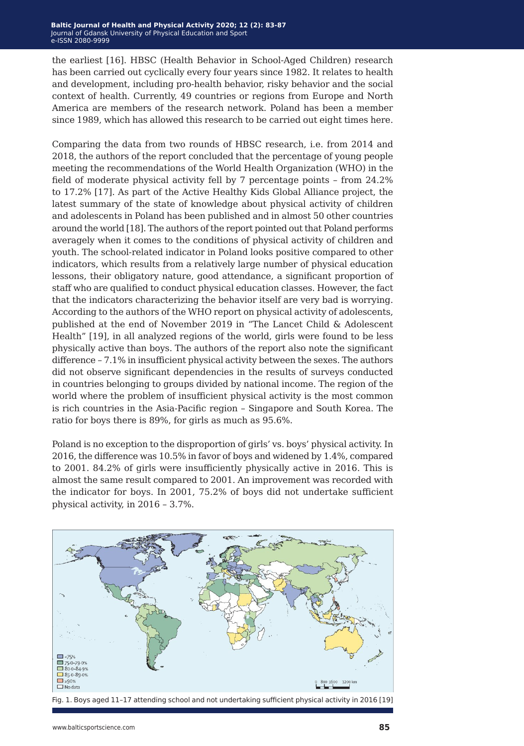the earliest [16]. HBSC (Health Behavior in School-Aged Children) research has been carried out cyclically every four years since 1982. It relates to health and development, including pro-health behavior, risky behavior and the social context of health. Currently, 49 countries or regions from Europe and North America are members of the research network. Poland has been a member since 1989, which has allowed this research to be carried out eight times here.

Comparing the data from two rounds of HBSC research, i.e. from 2014 and 2018, the authors of the report concluded that the percentage of young people meeting the recommendations of the World Health Organization (WHO) in the field of moderate physical activity fell by 7 percentage points – from 24.2% to 17.2% [17]. As part of the Active Healthy Kids Global Alliance project, the latest summary of the state of knowledge about physical activity of children and adolescents in Poland has been published and in almost 50 other countries around the world [18]. The authors of the report pointed out that Poland performs averagely when it comes to the conditions of physical activity of children and youth. The school-related indicator in Poland looks positive compared to other indicators, which results from a relatively large number of physical education lessons, their obligatory nature, good attendance, a significant proportion of staff who are qualified to conduct physical education classes. However, the fact that the indicators characterizing the behavior itself are very bad is worrying. According to the authors of the WHO report on physical activity of adolescents, published at the end of November 2019 in "The Lancet Child & Adolescent Health" [19], in all analyzed regions of the world, girls were found to be less physically active than boys. The authors of the report also note the significant difference – 7.1% in insufficient physical activity between the sexes. The authors did not observe significant dependencies in the results of surveys conducted in countries belonging to groups divided by national income. The region of the world where the problem of insufficient physical activity is the most common is rich countries in the Asia-Pacific region – Singapore and South Korea. The ratio for boys there is 89%, for girls as much as 95.6%.

Poland is no exception to the disproportion of girls' vs. boys' physical activity. In 2016, the difference was 10.5% in favor of boys and widened by 1.4%, compared to 2001. 84.2% of girls were insufficiently physically active in 2016. This is almost the same result compared to 2001. An improvement was recorded with the indicator for boys. In 2001, 75.2% of boys did not undertake sufficient physical activity, in 2016 – 3.7%.

Fig. 1. Boys aged 11–17 attending school and not undertaking sufficient physical activity in 2016 [19]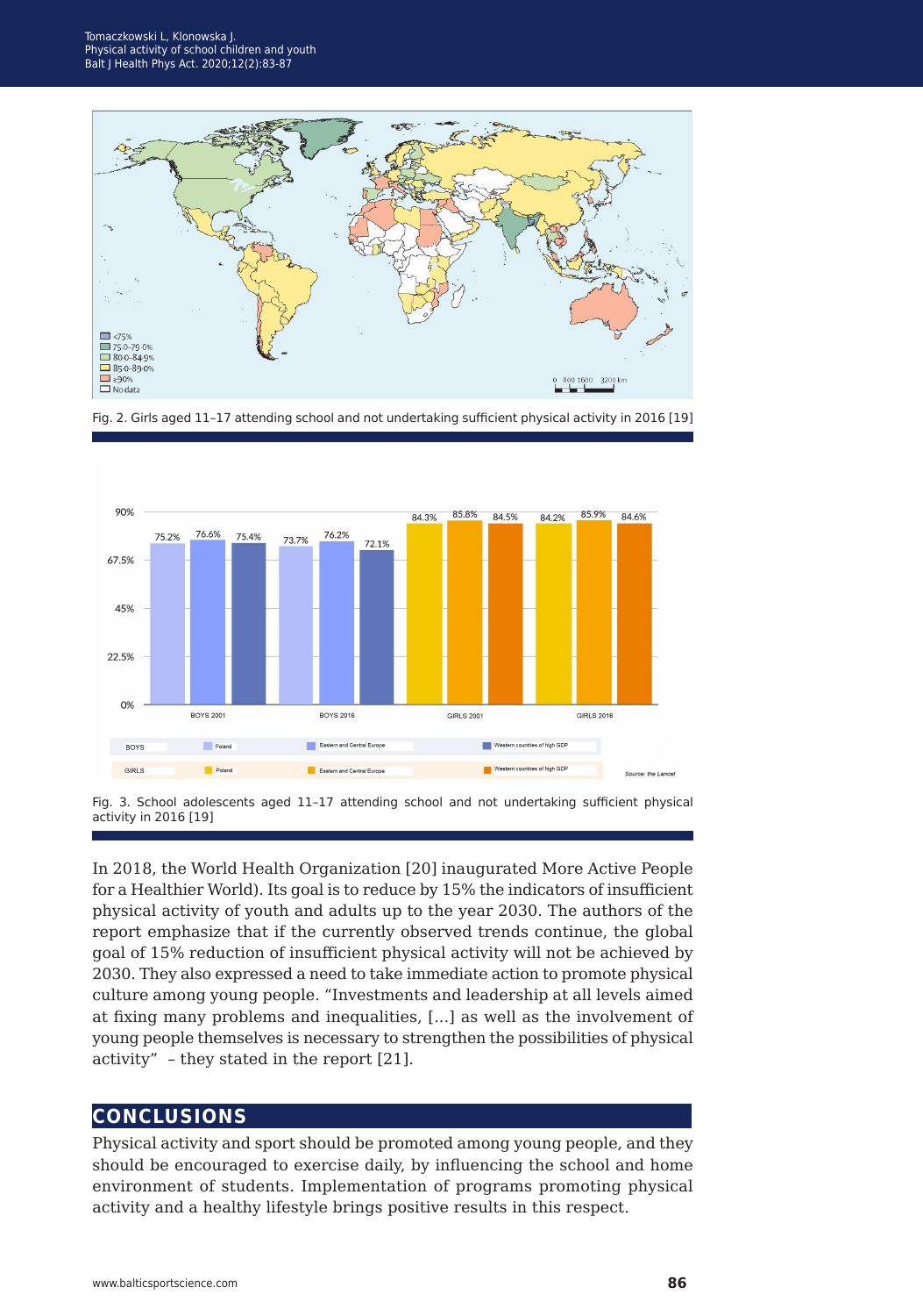Fig. 2. Girls aged 11–17 attending school and not undertaking sufficient physical activity in 2016 [19]

Fig. 3. School adolescents aged 11–17 attending school and not undertaking sufficient physical activity in 2016 [19]

In 2018, the World Health Organization [20] inaugurated More Active People for a Healthier World). Its goal is to reduce by 15% the indicators of insufficient physical activity of youth and adults up to the year 2030. The authors of the report emphasize that if the currently observed trends continue, the global goal of 15% reduction of insufficient physical activity will not be achieved by 2030. They also expressed a need to take immediate action to promote physical culture among young people. "Investments and leadership at all levels aimed at fixing many problems and inequalities, [...] as well as the involvement of young people themselves is necessary to strengthen the possibilities of physical activity" – they stated in the report [21].

## CONCLUSIONS

Physical activity and sport should be promoted among young people, and they should be encouraged to exercise daily, by influencing the school and home environment of students. Implementation of programs promoting physical activity and a healthy lifestyle brings positive results in this respect.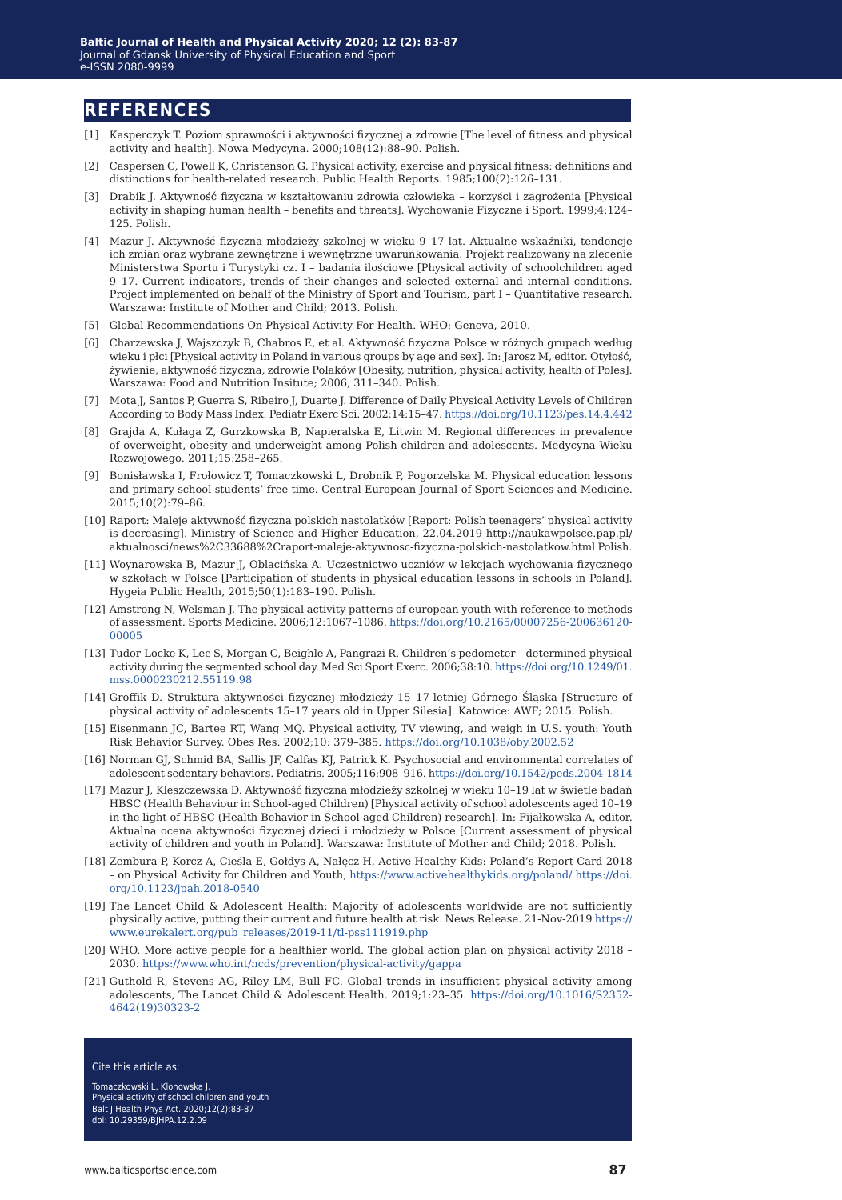## REFERENCES

[1] Kasperczyk T. Poziom sprawności i aktywności fizycznej a zdrowie [The level of fitness and physical activity and health]. Nowa Medycyna. 2000;108(12):88–90. Polish.

[2] Caspersen C, Powell K, Christenson G. Physical activity, exercise and physical fitness: definitions and distinctions for health-related research. Public Health Reports. 1985;100(2):126–131.

[3] Drabik J. Aktywność fizyczna w kształtowaniu zdrowia człowieka – korzyści i zagrożenia [Physical activity in shaping human health – benefits and threats]. Wychowanie Fizyczne i Sport. 1999;4:124–125. Polish.

[4] Mazur J. Aktywność fizyczna młodzieży szkolnej w wieku 9–17 lat. Aktualne wskaźniki, tendencje ich zmian oraz wybrane zewnętrzne i wewnętrzne uwarunkowania. Projekt realizowany na zlecenie Ministerstwa Sportu i Turystyki cz. I – badania ilościowe [Physical activity of schoolchildren aged 9–17. Current indicators, trends of their changes and selected external and internal conditions. Project implemented on behalf of the Ministry of Sport and Tourism, part I – Quantitative research. Warszawa: Institute of Mother and Child; 2013. Polish.

[5] Global Recommendations On Physical Activity For Health. WHO: Geneva, 2010.

[6] Charzewska J, Wajszczyk B, Chabros E, et al. Aktywność fizyczna Polsce w różnych grupach według wieku i płci [Physical activity in Poland in various groups by age and sex]. In: Jarosz M, editor. Otyłość, żywienie, aktywność fizyczna, zdrowie Polaków [Obesity, nutrition, physical activity, health of Poles]. Warszawa: Food and Nutrition Insitute; 2006, 311–340. Polish.

[7] Mota J, Santos P, Guerra S, Ribeiro J, Duarte J. Difference of Daily Physical Activity Levels of Children According to Body Mass Index. Pediatr Exerc Sci. 2002;14:15–47. https://doi.org/10.1123/pes.14.4.442

[8] Grajda A, Kułaga Z, Gurzkowska B, Napieralska E, Litwin M. Regional differences in prevalence of overweight, obesity and underweight among Polish children and adolescents. Medycyna Wieku Rozwojowego. 2011;15:258–265.

[9] Bonisławska I, Frołowicz T, Tomaczkowski L, Drobnik P, Pogorzelska M. Physical education lessons and primary school students' free time. Central European Journal of Sport Sciences and Medicine. 2015;10(2):79–86.

[10] Raport: Maleje aktywność fizyczna polskich nastolatków [Report: Polish teenagers' physical activity is decreasing]. Ministry of Science and Higher Education, 22.04.2019 http://naukawpolsce.pap.pl/aktualnosci/news%2C33688%2Craport-maleje-aktywnosc-fizyczna-polskich-nastolatkow.html Polish.

[11] Woynarowska B, Mazur J, Oblacińska A. Uczestnictwo uczniów w lekcjach wychowania fizycznego w szkołach w Polsce [Participation of students in physical education lessons in schools in Poland]. Hygeia Public Health, 2015;50(1):183–190. Polish.

[12] Amstrong N, Welsman J. The physical activity patterns of european youth with reference to methods of assessment. Sports Medicine. 2006;12:1067–1086. https://doi.org/10.2165/00007256-200636120-00005

[13] Tudor-Locke K, Lee S, Morgan C, Beighle A, Pangrazi R. Children's pedometer – determined physical activity during the segmented school day. Med Sci Sport Exerc. 2006;38:10. https://doi.org/10.1249/01.mss.0000230212.55119.98

[14] Groffik D. Struktura aktywności fizycznej młodzieży 15–17-letniej Górnego Śląska [Structure of physical activity of adolescents 15–17 years old in Upper Silesia]. Katowice: AWF; 2015. Polish.

[15] Eisenmann JC, Bartee RT, Wang MQ. Physical activity, TV viewing, and weigh in U.S. youth: Youth Risk Behavior Survey. Obes Res. 2002;10: 379–385. https://doi.org/10.1038/oby.2002.52

[16] Norman GJ, Schmid BA, Sallis JF, Calfas KJ, Patrick K. Psychosocial and environmental correlates of adolescent sedentary behaviors. Pediatris. 2005;116:908–916. https://doi.org/10.1542/peds.2004-1814

[17] Mazur J, Kleszczewska D. Aktywność fizyczna młodzieży szkolnej w wieku 10–19 lat w świetle badań HBSC (Health Behaviour in School-aged Children) [Physical activity of school adolescents aged 10–19 in the light of HBSC (Health Behavior in School-aged Children) research]. In: Fijałkowska A, editor. Aktualna ocena aktywności fizycznej dzieci i młodzieży w Polsce [Current assessment of physical activity of children and youth in Poland]. Warszawa: Institute of Mother and Child; 2018. Polish.

[18] Zembura P, Korcz A, Cieśla E, Gołdys A, Nałęcz H, Active Healthy Kids: Poland's Report Card 2018 – on Physical Activity for Children and Youth, https://www.activehealthykids.org/poland/ https://doi.org/10.1123/jpah.2018-0540

[19] The Lancet Child & Adolescent Health: Majority of adolescents worldwide are not sufficiently physically active, putting their current and future health at risk. News Release. 21-Nov-2019 https://www.eurekalert.org/pub_releases/2019-11/tl-pss111919.php

[20] WHO. More active people for a healthier world. The global action plan on physical activity 2018 – 2030. https://www.who.int/ncds/prevention/physical-activity/gappa

[21] Guthold R, Stevens AG, Riley LM, Bull FC. Global trends in insufficient physical activity among adolescents, The Lancet Child & Adolescent Health. 2019;1:23–35. https://doi.org/10.1016/S2352-4642(19)30323-2

Cite this article as:

Tomaczkowski L, Klonowska J.
Physical activity of school children and youth
Balt J Health Phys Act. 2020;12(2):83-87
doi: 10.29359/BJHPA.12.2.09